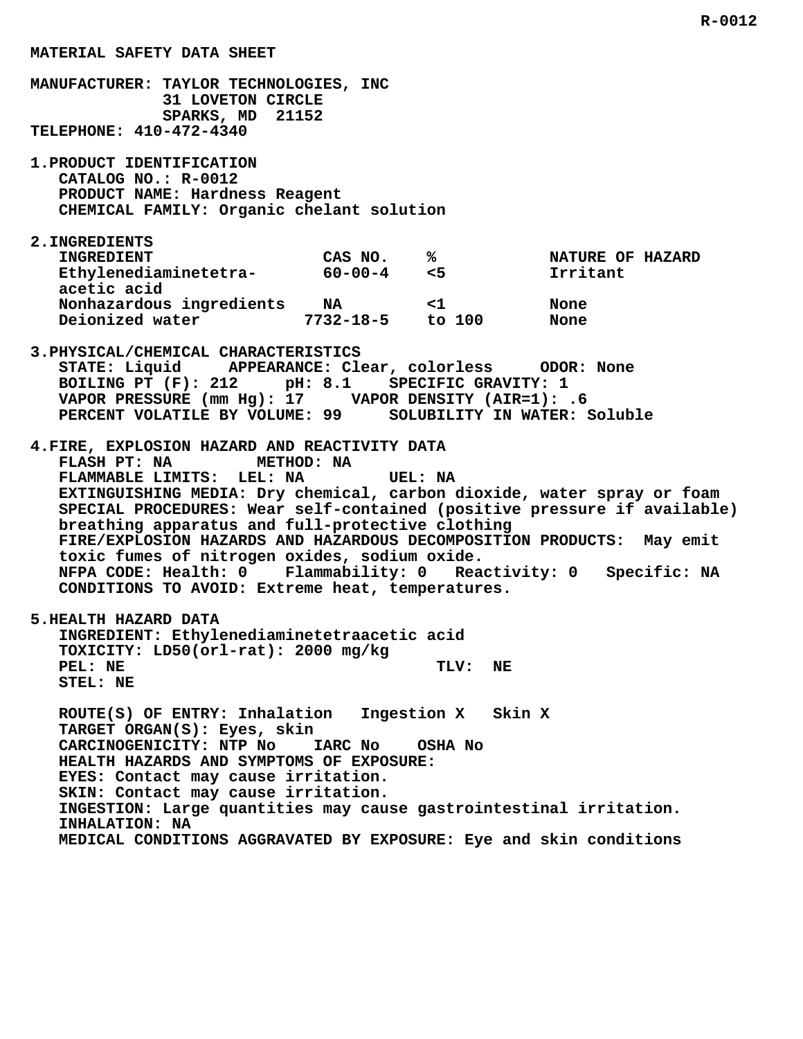R-0012

# MATERIAL SAFETY DATA SHEET

**MANUFACTURER:** TAYLOR TECHNOLOGIES, INC
31 LOVETON CIRCLE
SPARKS, MD 21152
**TELEPHONE:** 410-472-4340

## 1. PRODUCT IDENTIFICATION

CATALOG NO.: R-0012
PRODUCT NAME: Hardness Reagent
CHEMICAL FAMILY: Organic chelant solution

## 2. INGREDIENTS

| INGREDIENT | CAS NO. | % | NATURE OF HAZARD |
|---|---|---|---|
| Ethylenediaminetetra-acetic acid | 60-00-4 | <5 | Irritant |
| Nonhazardous ingredients | NA | <1 | None |
| Deionized water | 7732-18-5 | to 100 | None |

## 3. PHYSICAL/CHEMICAL CHARACTERISTICS

STATE: Liquid     APPEARANCE: Clear, colorless     ODOR: None
BOILING PT (F): 212     pH: 8.1     SPECIFIC GRAVITY: 1
VAPOR PRESSURE (mm Hg): 17     VAPOR DENSITY (AIR=1): .6
PERCENT VOLATILE BY VOLUME: 99     SOLUBILITY IN WATER: Soluble

## 4. FIRE, EXPLOSION HAZARD AND REACTIVITY DATA

FLASH PT: NA     METHOD: NA
FLAMMABLE LIMITS: LEL: NA     UEL: NA
EXTINGUISHING MEDIA: Dry chemical, carbon dioxide, water spray or foam
SPECIAL PROCEDURES: Wear self-contained (positive pressure if available) breathing apparatus and full-protective clothing
FIRE/EXPLOSION HAZARDS AND HAZARDOUS DECOMPOSITION PRODUCTS: May emit toxic fumes of nitrogen oxides, sodium oxide.
NFPA CODE: Health: 0   Flammability: 0   Reactivity: 0   Specific: NA
CONDITIONS TO AVOID: Extreme heat, temperatures.

## 5. HEALTH HAZARD DATA

INGREDIENT: Ethylenediaminetetraacetic acid
TOXICITY: LD50(orl-rat): 2000 mg/kg
PEL: NE     TLV: NE
STEL: NE

ROUTE(S) OF ENTRY: Inhalation   Ingestion X   Skin X
TARGET ORGAN(S): Eyes, skin
CARCINOGENICITY: NTP No   IARC No   OSHA No
HEALTH HAZARDS AND SYMPTOMS OF EXPOSURE:
EYES: Contact may cause irritation.
SKIN: Contact may cause irritation.
INGESTION: Large quantities may cause gastrointestinal irritation.
INHALATION: NA
MEDICAL CONDITIONS AGGRAVATED BY EXPOSURE: Eye and skin conditions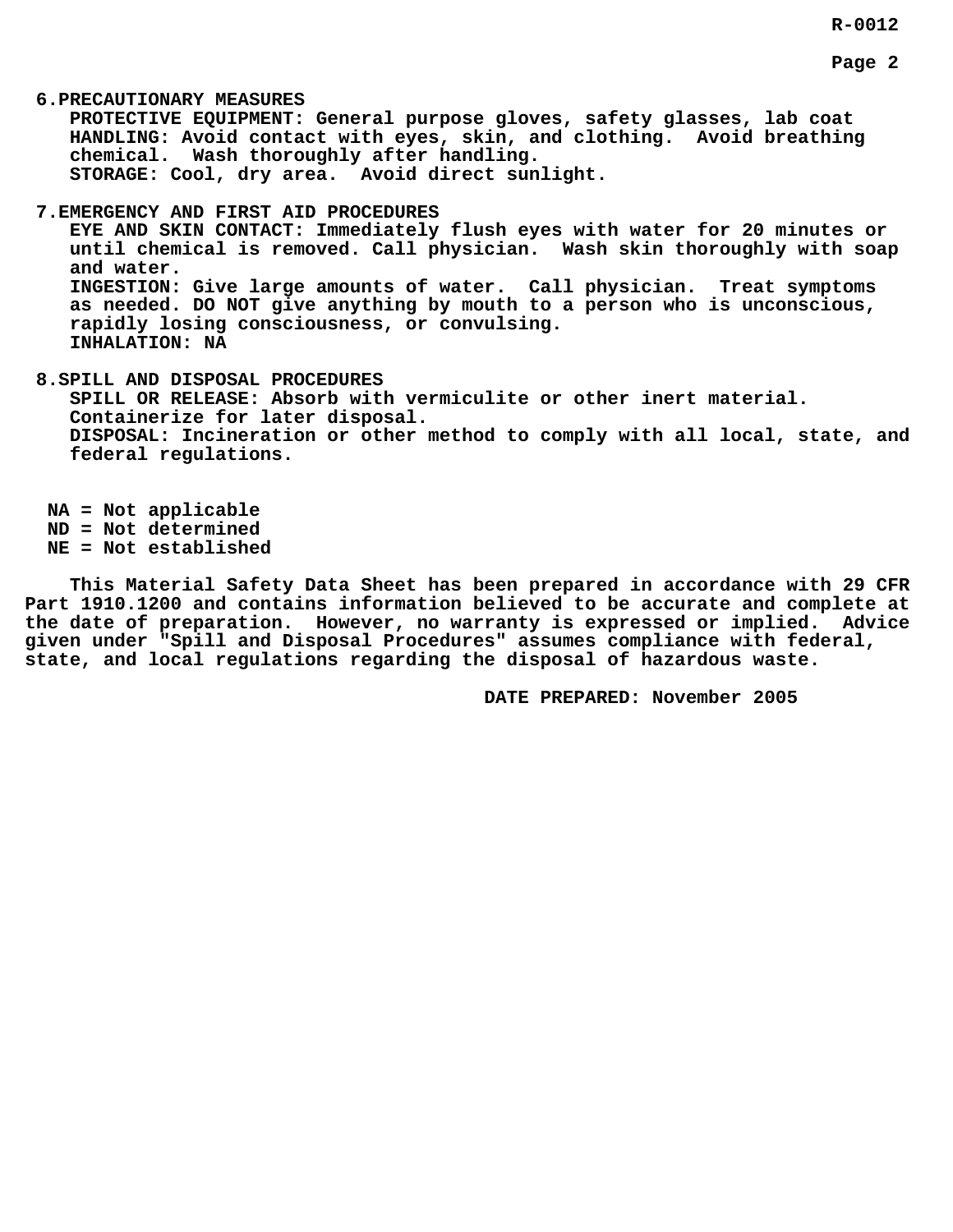## 6. PRECAUTIONARY MEASURES

**PROTECTIVE EQUIPMENT:** General purpose gloves, safety glasses, lab coat
**HANDLING:** Avoid contact with eyes, skin, and clothing. Avoid breathing chemical. Wash thoroughly after handling.
**STORAGE:** Cool, dry area. Avoid direct sunlight.

## 7. EMERGENCY AND FIRST AID PROCEDURES

**EYE AND SKIN CONTACT:** Immediately flush eyes with water for 20 minutes or until chemical is removed. Call physician. Wash skin thoroughly with soap and water.
**INGESTION:** Give large amounts of water. Call physician. Treat symptoms as needed. DO NOT give anything by mouth to a person who is unconscious, rapidly losing consciousness, or convulsing.
**INHALATION:** NA

## 8. SPILL AND DISPOSAL PROCEDURES

**SPILL OR RELEASE:** Absorb with vermiculite or other inert material. Containerize for later disposal.
**DISPOSAL:** Incineration or other method to comply with all local, state, and federal regulations.

NA = Not applicable
ND = Not determined
NE = Not established

This Material Safety Data Sheet has been prepared in accordance with 29 CFR Part 1910.1200 and contains information believed to be accurate and complete at the date of preparation. However, no warranty is expressed or implied. Advice given under "Spill and Disposal Procedures" assumes compliance with federal, state, and local regulations regarding the disposal of hazardous waste.

DATE PREPARED: November 2005